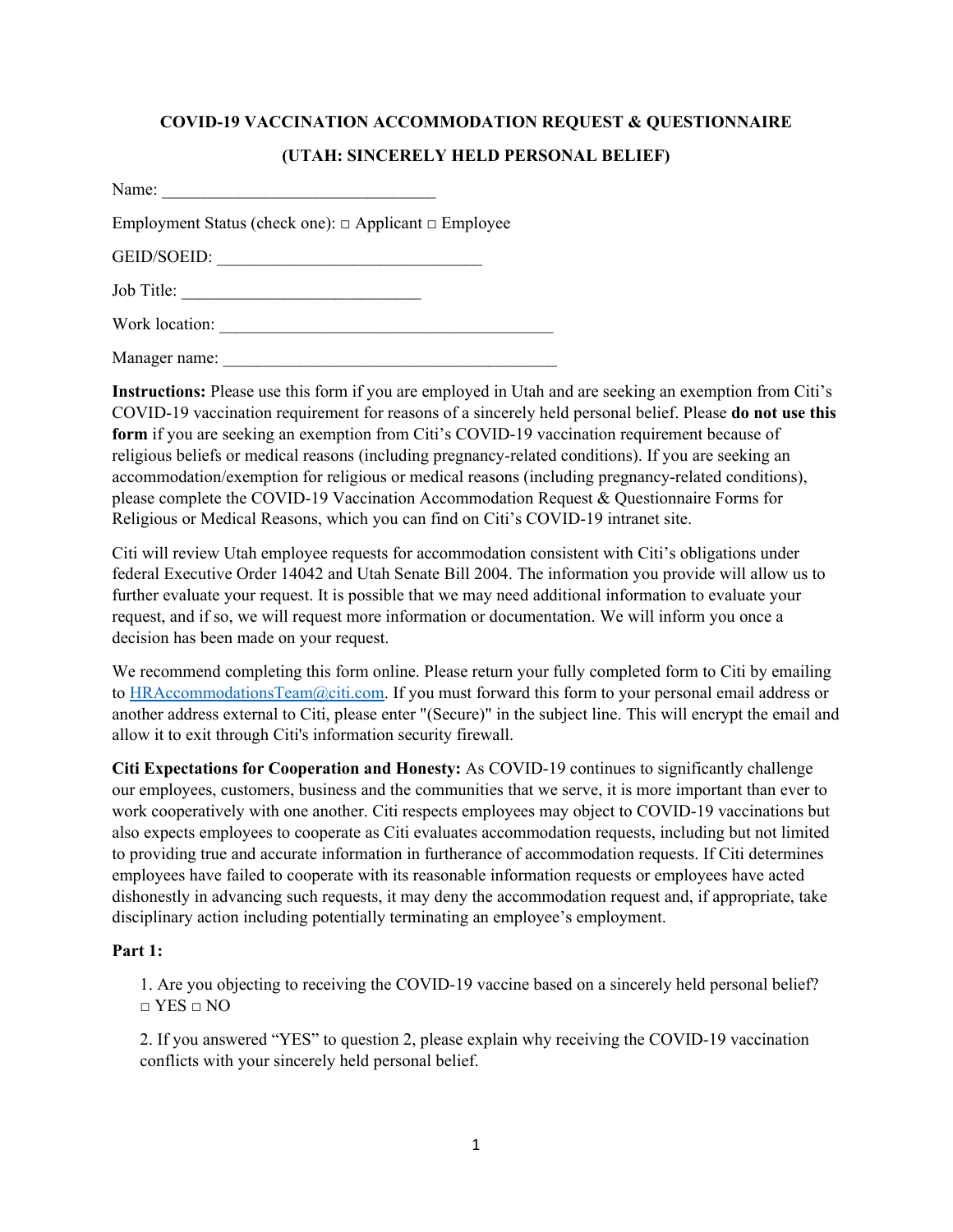**COVID-19 VACCINATION ACCOMMODATION REQUEST & QUESTIONNAIRE**

**(UTAH: SINCERELY HELD PERSONAL BELIEF)**

Name: ________________________________

Employment Status (check one): □ Applicant □ Employee

GEID/SOEID: _______________________________

Job Title: ____________________________

Work location: _______________________________________

Manager name: _______________________________________

**Instructions:** Please use this form if you are employed in Utah and are seeking an exemption from Citi's COVID-19 vaccination requirement for reasons of a sincerely held personal belief. Please **do not use this form** if you are seeking an exemption from Citi's COVID-19 vaccination requirement because of religious beliefs or medical reasons (including pregnancy-related conditions). If you are seeking an accommodation/exemption for religious or medical reasons (including pregnancy-related conditions), please complete the COVID-19 Vaccination Accommodation Request & Questionnaire Forms for Religious or Medical Reasons, which you can find on Citi's COVID-19 intranet site.

Citi will review Utah employee requests for accommodation consistent with Citi's obligations under federal Executive Order 14042 and Utah Senate Bill 2004. The information you provide will allow us to further evaluate your request. It is possible that we may need additional information to evaluate your request, and if so, we will request more information or documentation. We will inform you once a decision has been made on your request.

We recommend completing this form online. Please return your fully completed form to Citi by emailing to HRAccommodationsTeam@citi.com. If you must forward this form to your personal email address or another address external to Citi, please enter "(Secure)" in the subject line. This will encrypt the email and allow it to exit through Citi's information security firewall.

**Citi Expectations for Cooperation and Honesty:** As COVID-19 continues to significantly challenge our employees, customers, business and the communities that we serve, it is more important than ever to work cooperatively with one another. Citi respects employees may object to COVID-19 vaccinations but also expects employees to cooperate as Citi evaluates accommodation requests, including but not limited to providing true and accurate information in furtherance of accommodation requests. If Citi determines employees have failed to cooperate with its reasonable information requests or employees have acted dishonestly in advancing such requests, it may deny the accommodation request and, if appropriate, take disciplinary action including potentially terminating an employee's employment.

**Part 1:**

1. Are you objecting to receiving the COVID-19 vaccine based on a sincerely held personal belief?
□ YES □ NO

2. If you answered "YES" to question 2, please explain why receiving the COVID-19 vaccination conflicts with your sincerely held personal belief.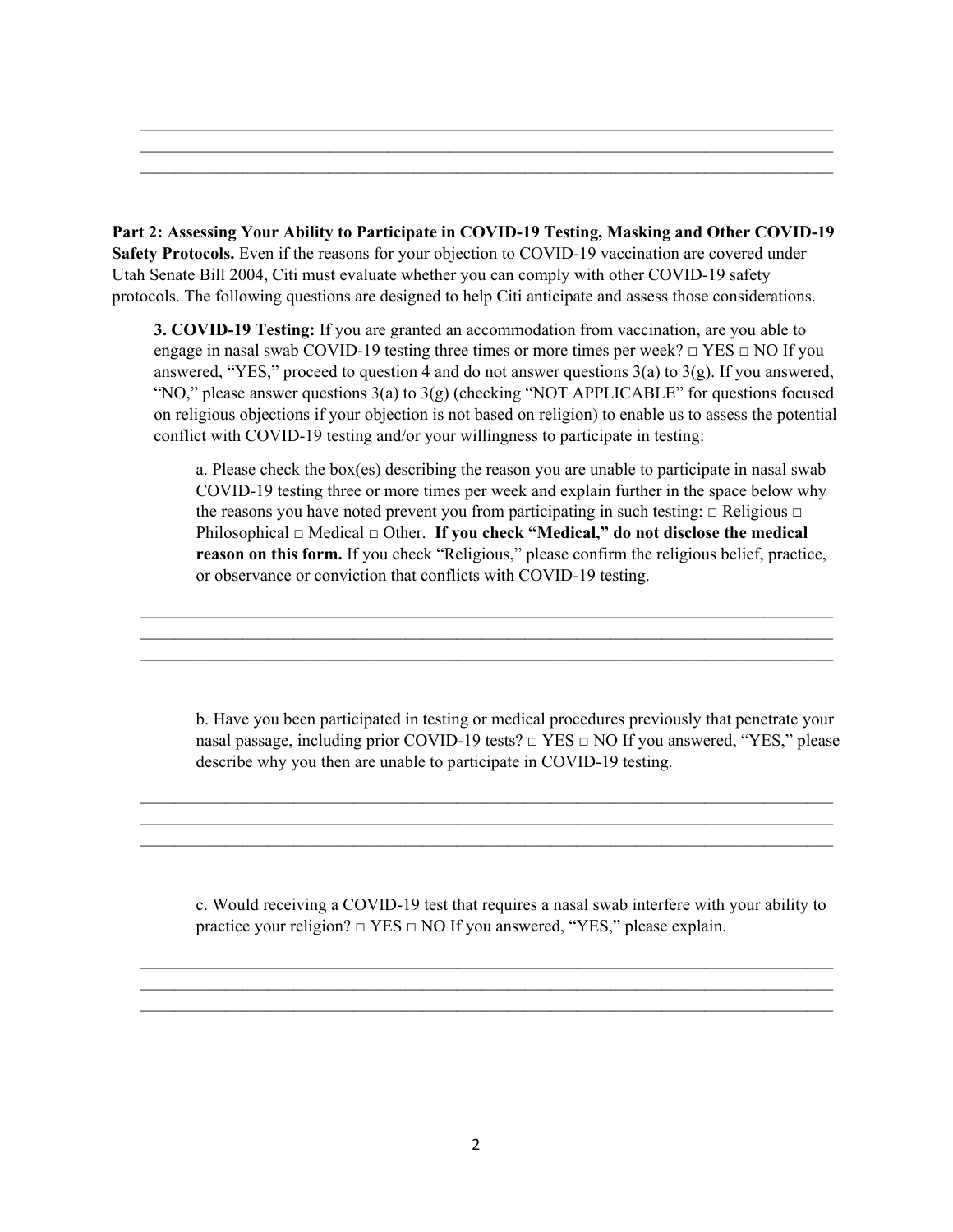\_\_\_\_\_\_\_\_\_\_\_\_\_\_\_\_\_\_\_\_\_\_\_\_\_\_\_\_\_\_\_\_\_\_\_\_\_\_\_\_\_\_\_\_\_\_\_\_\_\_\_\_\_\_\_\_\_\_\_\_\_\_\_\_\_\_\_\_\_\_\_\_\_\_\_\_\_\_
\_\_\_\_\_\_\_\_\_\_\_\_\_\_\_\_\_\_\_\_\_\_\_\_\_\_\_\_\_\_\_\_\_\_\_\_\_\_\_\_\_\_\_\_\_\_\_\_\_\_\_\_\_\_\_\_\_\_\_\_\_\_\_\_\_\_\_\_\_\_\_\_\_\_\_\_\_\_
\_\_\_\_\_\_\_\_\_\_\_\_\_\_\_\_\_\_\_\_\_\_\_\_\_\_\_\_\_\_\_\_\_\_\_\_\_\_\_\_\_\_\_\_\_\_\_\_\_\_\_\_\_\_\_\_\_\_\_\_\_\_\_\_\_\_\_\_\_\_\_\_\_\_\_\_\_\_

**Part 2: Assessing Your Ability to Participate in COVID-19 Testing, Masking and Other COVID-19 Safety Protocols.** Even if the reasons for your objection to COVID-19 vaccination are covered under Utah Senate Bill 2004, Citi must evaluate whether you can comply with other COVID-19 safety protocols. The following questions are designed to help Citi anticipate and assess those considerations.

**3. COVID-19 Testing:** If you are granted an accommodation from vaccination, are you able to engage in nasal swab COVID-19 testing three times or more times per week? □ YES □ NO If you answered, "YES," proceed to question 4 and do not answer questions 3(a) to 3(g). If you answered, "NO," please answer questions 3(a) to 3(g) (checking "NOT APPLICABLE" for questions focused on religious objections if your objection is not based on religion) to enable us to assess the potential conflict with COVID-19 testing and/or your willingness to participate in testing:

a. Please check the box(es) describing the reason you are unable to participate in nasal swab COVID-19 testing three or more times per week and explain further in the space below why the reasons you have noted prevent you from participating in such testing: □ Religious □ Philosophical □ Medical □ Other. **If you check "Medical," do not disclose the medical reason on this form.** If you check "Religious," please confirm the religious belief, practice, or observance or conviction that conflicts with COVID-19 testing.

\_\_\_\_\_\_\_\_\_\_\_\_\_\_\_\_\_\_\_\_\_\_\_\_\_\_\_\_\_\_\_\_\_\_\_\_\_\_\_\_\_\_\_\_\_\_\_\_\_\_\_\_\_\_\_\_\_\_\_\_\_\_\_\_\_\_\_\_\_\_\_\_\_\_\_\_\_\_
\_\_\_\_\_\_\_\_\_\_\_\_\_\_\_\_\_\_\_\_\_\_\_\_\_\_\_\_\_\_\_\_\_\_\_\_\_\_\_\_\_\_\_\_\_\_\_\_\_\_\_\_\_\_\_\_\_\_\_\_\_\_\_\_\_\_\_\_\_\_\_\_\_\_\_\_\_\_
\_\_\_\_\_\_\_\_\_\_\_\_\_\_\_\_\_\_\_\_\_\_\_\_\_\_\_\_\_\_\_\_\_\_\_\_\_\_\_\_\_\_\_\_\_\_\_\_\_\_\_\_\_\_\_\_\_\_\_\_\_\_\_\_\_\_\_\_\_\_\_\_\_\_\_\_\_\_

b. Have you been participated in testing or medical procedures previously that penetrate your nasal passage, including prior COVID-19 tests? □ YES □ NO If you answered, "YES," please describe why you then are unable to participate in COVID-19 testing.

\_\_\_\_\_\_\_\_\_\_\_\_\_\_\_\_\_\_\_\_\_\_\_\_\_\_\_\_\_\_\_\_\_\_\_\_\_\_\_\_\_\_\_\_\_\_\_\_\_\_\_\_\_\_\_\_\_\_\_\_\_\_\_\_\_\_\_\_\_\_\_\_\_\_\_\_\_\_
\_\_\_\_\_\_\_\_\_\_\_\_\_\_\_\_\_\_\_\_\_\_\_\_\_\_\_\_\_\_\_\_\_\_\_\_\_\_\_\_\_\_\_\_\_\_\_\_\_\_\_\_\_\_\_\_\_\_\_\_\_\_\_\_\_\_\_\_\_\_\_\_\_\_\_\_\_\_
\_\_\_\_\_\_\_\_\_\_\_\_\_\_\_\_\_\_\_\_\_\_\_\_\_\_\_\_\_\_\_\_\_\_\_\_\_\_\_\_\_\_\_\_\_\_\_\_\_\_\_\_\_\_\_\_\_\_\_\_\_\_\_\_\_\_\_\_\_\_\_\_\_\_\_\_\_\_

c. Would receiving a COVID-19 test that requires a nasal swab interfere with your ability to practice your religion? □ YES □ NO If you answered, "YES," please explain.

\_\_\_\_\_\_\_\_\_\_\_\_\_\_\_\_\_\_\_\_\_\_\_\_\_\_\_\_\_\_\_\_\_\_\_\_\_\_\_\_\_\_\_\_\_\_\_\_\_\_\_\_\_\_\_\_\_\_\_\_\_\_\_\_\_\_\_\_\_\_\_\_\_\_\_\_\_\_
\_\_\_\_\_\_\_\_\_\_\_\_\_\_\_\_\_\_\_\_\_\_\_\_\_\_\_\_\_\_\_\_\_\_\_\_\_\_\_\_\_\_\_\_\_\_\_\_\_\_\_\_\_\_\_\_\_\_\_\_\_\_\_\_\_\_\_\_\_\_\_\_\_\_\_\_\_\_
\_\_\_\_\_\_\_\_\_\_\_\_\_\_\_\_\_\_\_\_\_\_\_\_\_\_\_\_\_\_\_\_\_\_\_\_\_\_\_\_\_\_\_\_\_\_\_\_\_\_\_\_\_\_\_\_\_\_\_\_\_\_\_\_\_\_\_\_\_\_\_\_\_\_\_\_\_\_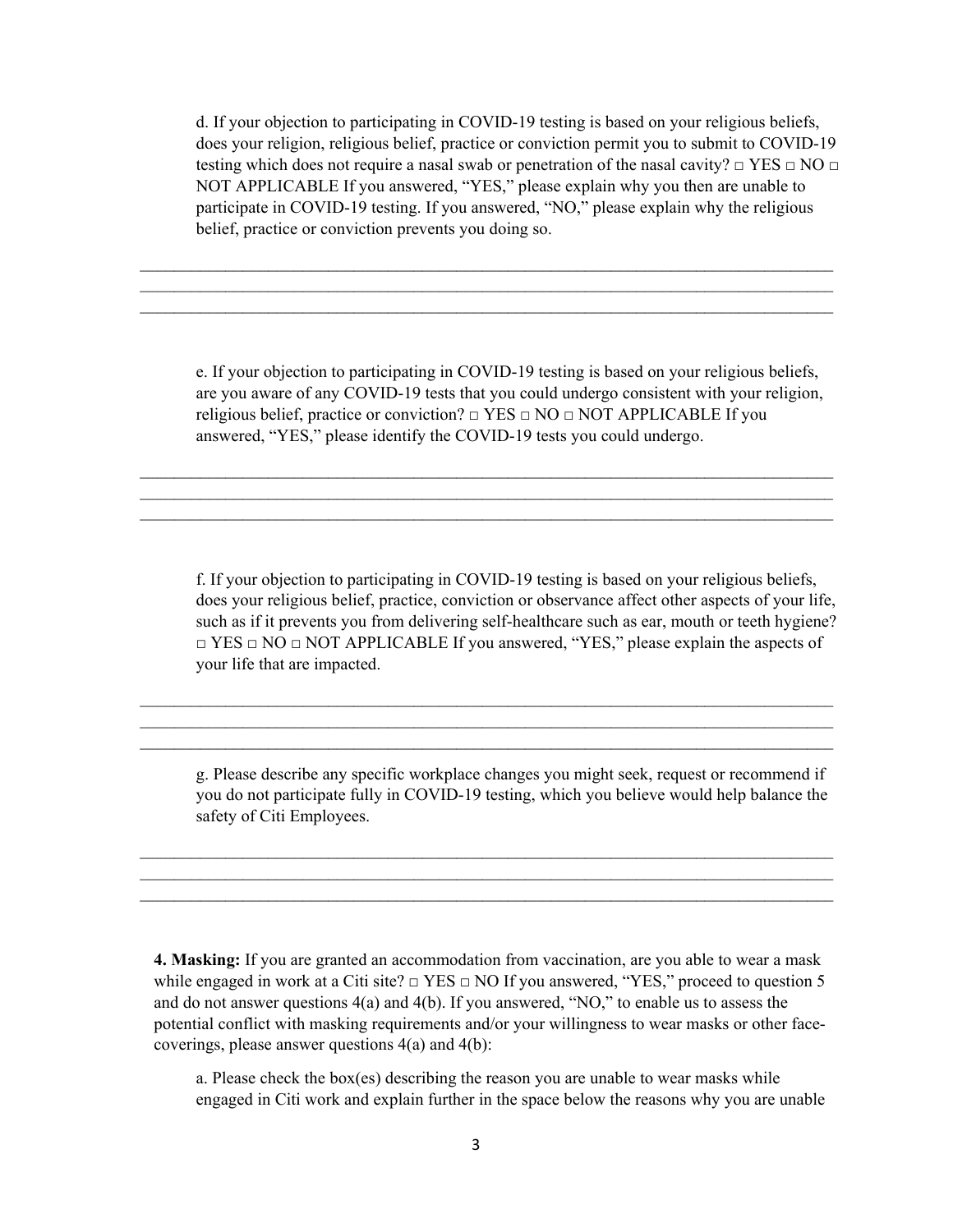d. If your objection to participating in COVID-19 testing is based on your religious beliefs, does your religion, religious belief, practice or conviction permit you to submit to COVID-19 testing which does not require a nasal swab or penetration of the nasal cavity? □ YES □ NO □ NOT APPLICABLE If you answered, "YES," please explain why you then are unable to participate in COVID-19 testing. If you answered, "NO," please explain why the religious belief, practice or conviction prevents you doing so.

\_\_\_\_\_\_\_\_\_\_\_\_\_\_\_\_\_\_\_\_\_\_\_\_\_\_\_\_\_\_\_\_\_\_\_\_\_\_\_\_\_\_\_\_\_\_\_\_\_\_\_\_\_\_\_\_\_\_\_\_\_\_\_\_\_\_\_\_\_\_\_\_\_\_\_\_\_\_
\_\_\_\_\_\_\_\_\_\_\_\_\_\_\_\_\_\_\_\_\_\_\_\_\_\_\_\_\_\_\_\_\_\_\_\_\_\_\_\_\_\_\_\_\_\_\_\_\_\_\_\_\_\_\_\_\_\_\_\_\_\_\_\_\_\_\_\_\_\_\_\_\_\_\_\_\_\_
\_\_\_\_\_\_\_\_\_\_\_\_\_\_\_\_\_\_\_\_\_\_\_\_\_\_\_\_\_\_\_\_\_\_\_\_\_\_\_\_\_\_\_\_\_\_\_\_\_\_\_\_\_\_\_\_\_\_\_\_\_\_\_\_\_\_\_\_\_\_\_\_\_\_\_\_\_\_

e. If your objection to participating in COVID-19 testing is based on your religious beliefs, are you aware of any COVID-19 tests that you could undergo consistent with your religion, religious belief, practice or conviction? □ YES □ NO □ NOT APPLICABLE If you answered, "YES," please identify the COVID-19 tests you could undergo.

\_\_\_\_\_\_\_\_\_\_\_\_\_\_\_\_\_\_\_\_\_\_\_\_\_\_\_\_\_\_\_\_\_\_\_\_\_\_\_\_\_\_\_\_\_\_\_\_\_\_\_\_\_\_\_\_\_\_\_\_\_\_\_\_\_\_\_\_\_\_\_\_\_\_\_\_\_\_
\_\_\_\_\_\_\_\_\_\_\_\_\_\_\_\_\_\_\_\_\_\_\_\_\_\_\_\_\_\_\_\_\_\_\_\_\_\_\_\_\_\_\_\_\_\_\_\_\_\_\_\_\_\_\_\_\_\_\_\_\_\_\_\_\_\_\_\_\_\_\_\_\_\_\_\_\_\_
\_\_\_\_\_\_\_\_\_\_\_\_\_\_\_\_\_\_\_\_\_\_\_\_\_\_\_\_\_\_\_\_\_\_\_\_\_\_\_\_\_\_\_\_\_\_\_\_\_\_\_\_\_\_\_\_\_\_\_\_\_\_\_\_\_\_\_\_\_\_\_\_\_\_\_\_\_\_

f. If your objection to participating in COVID-19 testing is based on your religious beliefs, does your religious belief, practice, conviction or observance affect other aspects of your life, such as if it prevents you from delivering self-healthcare such as ear, mouth or teeth hygiene? □ YES □ NO □ NOT APPLICABLE If you answered, "YES," please explain the aspects of your life that are impacted.

\_\_\_\_\_\_\_\_\_\_\_\_\_\_\_\_\_\_\_\_\_\_\_\_\_\_\_\_\_\_\_\_\_\_\_\_\_\_\_\_\_\_\_\_\_\_\_\_\_\_\_\_\_\_\_\_\_\_\_\_\_\_\_\_\_\_\_\_\_\_\_\_\_\_\_\_\_\_
\_\_\_\_\_\_\_\_\_\_\_\_\_\_\_\_\_\_\_\_\_\_\_\_\_\_\_\_\_\_\_\_\_\_\_\_\_\_\_\_\_\_\_\_\_\_\_\_\_\_\_\_\_\_\_\_\_\_\_\_\_\_\_\_\_\_\_\_\_\_\_\_\_\_\_\_\_\_
\_\_\_\_\_\_\_\_\_\_\_\_\_\_\_\_\_\_\_\_\_\_\_\_\_\_\_\_\_\_\_\_\_\_\_\_\_\_\_\_\_\_\_\_\_\_\_\_\_\_\_\_\_\_\_\_\_\_\_\_\_\_\_\_\_\_\_\_\_\_\_\_\_\_\_\_\_\_

g. Please describe any specific workplace changes you might seek, request or recommend if you do not participate fully in COVID-19 testing, which you believe would help balance the safety of Citi Employees.

\_\_\_\_\_\_\_\_\_\_\_\_\_\_\_\_\_\_\_\_\_\_\_\_\_\_\_\_\_\_\_\_\_\_\_\_\_\_\_\_\_\_\_\_\_\_\_\_\_\_\_\_\_\_\_\_\_\_\_\_\_\_\_\_\_\_\_\_\_\_\_\_\_\_\_\_\_\_
\_\_\_\_\_\_\_\_\_\_\_\_\_\_\_\_\_\_\_\_\_\_\_\_\_\_\_\_\_\_\_\_\_\_\_\_\_\_\_\_\_\_\_\_\_\_\_\_\_\_\_\_\_\_\_\_\_\_\_\_\_\_\_\_\_\_\_\_\_\_\_\_\_\_\_\_\_\_
\_\_\_\_\_\_\_\_\_\_\_\_\_\_\_\_\_\_\_\_\_\_\_\_\_\_\_\_\_\_\_\_\_\_\_\_\_\_\_\_\_\_\_\_\_\_\_\_\_\_\_\_\_\_\_\_\_\_\_\_\_\_\_\_\_\_\_\_\_\_\_\_\_\_\_\_\_\_

**4. Masking:** If you are granted an accommodation from vaccination, are you able to wear a mask while engaged in work at a Citi site? □ YES □ NO If you answered, "YES," proceed to question 5 and do not answer questions 4(a) and 4(b). If you answered, "NO," to enable us to assess the potential conflict with masking requirements and/or your willingness to wear masks or other face-coverings, please answer questions 4(a) and 4(b):

a. Please check the box(es) describing the reason you are unable to wear masks while engaged in Citi work and explain further in the space below the reasons why you are unable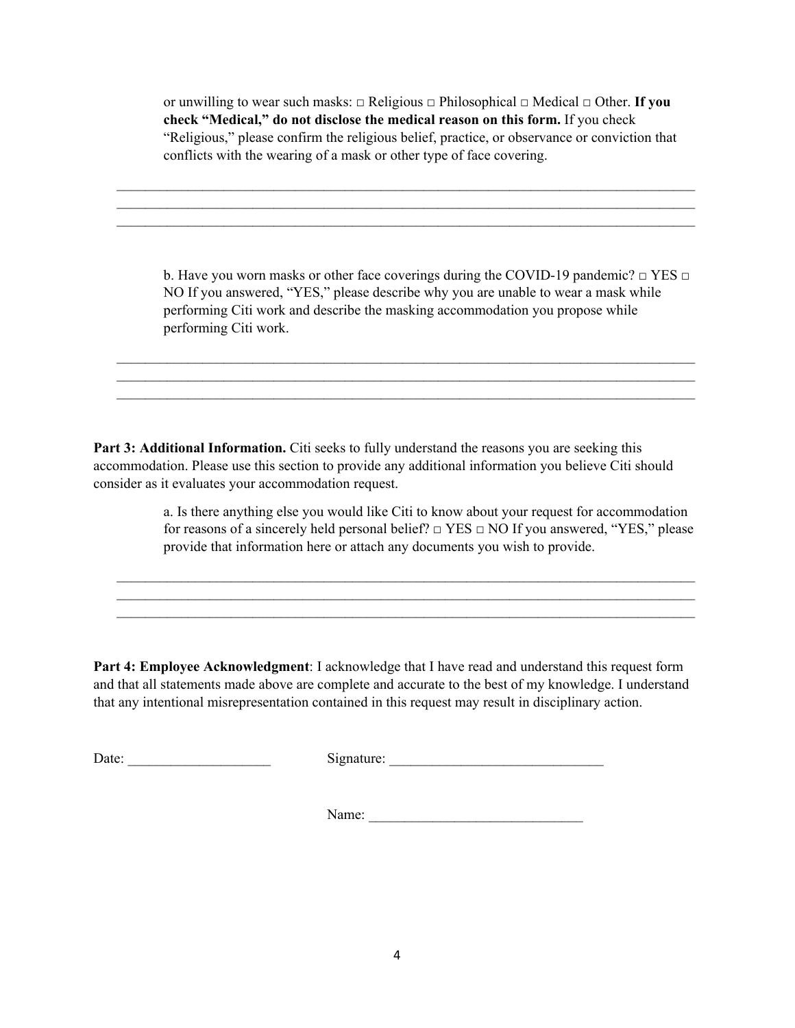or unwilling to wear such masks: □ Religious □ Philosophical □ Medical □ Other. **If you check "Medical," do not disclose the medical reason on this form.** If you check "Religious," please confirm the religious belief, practice, or observance or conviction that conflicts with the wearing of a mask or other type of face covering.

\_\_\_\_\_\_\_\_\_\_\_\_\_\_\_\_\_\_\_\_\_\_\_\_\_\_\_\_\_\_\_\_\_\_\_\_\_\_\_\_\_\_\_\_\_\_\_\_\_\_\_\_\_\_\_\_\_\_\_\_\_\_\_\_\_\_\_\_\_\_\_\_\_\_\_\_\_\_
\_\_\_\_\_\_\_\_\_\_\_\_\_\_\_\_\_\_\_\_\_\_\_\_\_\_\_\_\_\_\_\_\_\_\_\_\_\_\_\_\_\_\_\_\_\_\_\_\_\_\_\_\_\_\_\_\_\_\_\_\_\_\_\_\_\_\_\_\_\_\_\_\_\_\_\_\_\_
\_\_\_\_\_\_\_\_\_\_\_\_\_\_\_\_\_\_\_\_\_\_\_\_\_\_\_\_\_\_\_\_\_\_\_\_\_\_\_\_\_\_\_\_\_\_\_\_\_\_\_\_\_\_\_\_\_\_\_\_\_\_\_\_\_\_\_\_\_\_\_\_\_\_\_\_\_\_

b. Have you worn masks or other face coverings during the COVID-19 pandemic? □ YES □ NO If you answered, "YES," please describe why you are unable to wear a mask while performing Citi work and describe the masking accommodation you propose while performing Citi work.

\_\_\_\_\_\_\_\_\_\_\_\_\_\_\_\_\_\_\_\_\_\_\_\_\_\_\_\_\_\_\_\_\_\_\_\_\_\_\_\_\_\_\_\_\_\_\_\_\_\_\_\_\_\_\_\_\_\_\_\_\_\_\_\_\_\_\_\_\_\_\_\_\_\_\_\_\_\_
\_\_\_\_\_\_\_\_\_\_\_\_\_\_\_\_\_\_\_\_\_\_\_\_\_\_\_\_\_\_\_\_\_\_\_\_\_\_\_\_\_\_\_\_\_\_\_\_\_\_\_\_\_\_\_\_\_\_\_\_\_\_\_\_\_\_\_\_\_\_\_\_\_\_\_\_\_\_
\_\_\_\_\_\_\_\_\_\_\_\_\_\_\_\_\_\_\_\_\_\_\_\_\_\_\_\_\_\_\_\_\_\_\_\_\_\_\_\_\_\_\_\_\_\_\_\_\_\_\_\_\_\_\_\_\_\_\_\_\_\_\_\_\_\_\_\_\_\_\_\_\_\_\_\_\_\_

**Part 3: Additional Information.** Citi seeks to fully understand the reasons you are seeking this accommodation. Please use this section to provide any additional information you believe Citi should consider as it evaluates your accommodation request.

a. Is there anything else you would like Citi to know about your request for accommodation for reasons of a sincerely held personal belief? □ YES □ NO If you answered, "YES," please provide that information here or attach any documents you wish to provide.

\_\_\_\_\_\_\_\_\_\_\_\_\_\_\_\_\_\_\_\_\_\_\_\_\_\_\_\_\_\_\_\_\_\_\_\_\_\_\_\_\_\_\_\_\_\_\_\_\_\_\_\_\_\_\_\_\_\_\_\_\_\_\_\_\_\_\_\_\_\_\_\_\_\_\_\_\_\_
\_\_\_\_\_\_\_\_\_\_\_\_\_\_\_\_\_\_\_\_\_\_\_\_\_\_\_\_\_\_\_\_\_\_\_\_\_\_\_\_\_\_\_\_\_\_\_\_\_\_\_\_\_\_\_\_\_\_\_\_\_\_\_\_\_\_\_\_\_\_\_\_\_\_\_\_\_\_
\_\_\_\_\_\_\_\_\_\_\_\_\_\_\_\_\_\_\_\_\_\_\_\_\_\_\_\_\_\_\_\_\_\_\_\_\_\_\_\_\_\_\_\_\_\_\_\_\_\_\_\_\_\_\_\_\_\_\_\_\_\_\_\_\_\_\_\_\_\_\_\_\_\_\_\_\_\_

**Part 4: Employee Acknowledgment**: I acknowledge that I have read and understand this request form and that all statements made above are complete and accurate to the best of my knowledge. I understand that any intentional misrepresentation contained in this request may result in disciplinary action.

Date: \_\_\_\_\_\_\_\_\_\_\_\_\_\_\_\_\_\_\_\_ Signature: \_\_\_\_\_\_\_\_\_\_\_\_\_\_\_\_\_\_\_\_\_\_\_\_\_\_\_\_\_\_

Name: \_\_\_\_\_\_\_\_\_\_\_\_\_\_\_\_\_\_\_\_\_\_\_\_\_\_\_\_\_\_